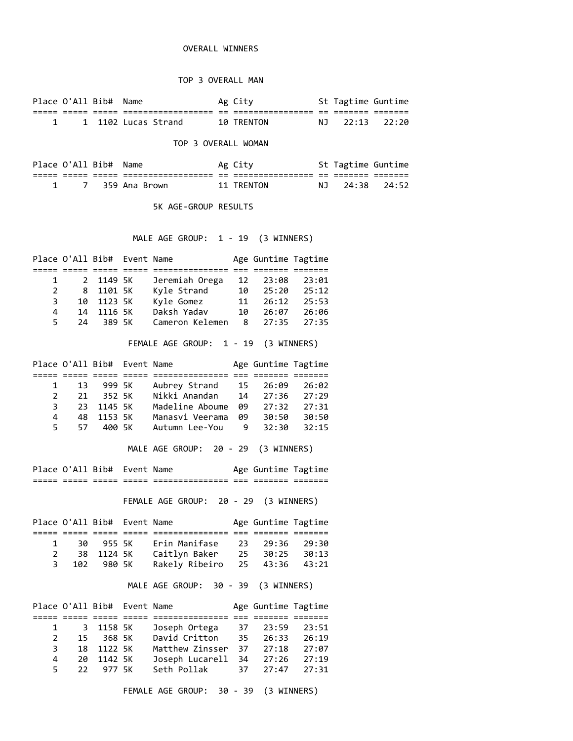## OVERALL WINNERS

### TOP 3 OVERALL MAN

| Place | O'All | Bib# | Name | Ag | City | St | Tagtime | Guntime |
|---|---|---|---|---|---|---|---|---|
| 1 | 1 | 1102 | Lucas Strand | 10 | TRENTON | NJ | 22:13 | 22:20 |

### TOP 3 OVERALL WOMAN

| Place | O'All | Bib# | Name | Ag | City | St | Tagtime | Guntime |
|---|---|---|---|---|---|---|---|---|
| 1 | 7 | 359 | Ana Brown | 11 | TRENTON | NJ | 24:38 | 24:52 |

## 5K AGE-GROUP RESULTS

### MALE AGE GROUP: 1 - 19 (3 WINNERS)

| Place | O'All | Bib# | Event | Name | Age | Guntime | Tagtime |
|---|---|---|---|---|---|---|---|
| 1 | 2 | 1149 | 5K | Jeremiah Orega | 12 | 23:08 | 23:01 |
| 2 | 8 | 1101 | 5K | Kyle Strand | 10 | 25:20 | 25:12 |
| 3 | 10 | 1123 | 5K | Kyle Gomez | 11 | 26:12 | 25:53 |
| 4 | 14 | 1116 | 5K | Daksh Yadav | 10 | 26:07 | 26:06 |
| 5 | 24 | 389 | 5K | Cameron Kelemen | 8 | 27:35 | 27:35 |

### FEMALE AGE GROUP: 1 - 19 (3 WINNERS)

| Place | O'All | Bib# | Event | Name | Age | Guntime | Tagtime |
|---|---|---|---|---|---|---|---|
| 1 | 13 | 999 | 5K | Aubrey Strand | 15 | 26:09 | 26:02 |
| 2 | 21 | 352 | 5K | Nikki Anandan | 14 | 27:36 | 27:29 |
| 3 | 23 | 1145 | 5K | Madeline Aboume | 09 | 27:32 | 27:31 |
| 4 | 48 | 1153 | 5K | Manasvi Veerama | 09 | 30:50 | 30:50 |
| 5 | 57 | 400 | 5K | Autumn Lee-You | 9 | 32:30 | 32:15 |

### MALE AGE GROUP: 20 - 29 (3 WINNERS)

| Place | O'All | Bib# | Event | Name | Age | Guntime | Tagtime |
|---|---|---|---|---|---|---|---|

### FEMALE AGE GROUP: 20 - 29 (3 WINNERS)

| Place | O'All | Bib# | Event | Name | Age | Guntime | Tagtime |
|---|---|---|---|---|---|---|---|
| 1 | 30 | 955 | 5K | Erin Manifase | 23 | 29:36 | 29:30 |
| 2 | 38 | 1124 | 5K | Caitlyn Baker | 25 | 30:25 | 30:13 |
| 3 | 102 | 980 | 5K | Rakely Ribeiro | 25 | 43:36 | 43:21 |

### MALE AGE GROUP: 30 - 39 (3 WINNERS)

| Place | O'All | Bib# | Event | Name | Age | Guntime | Tagtime |
|---|---|---|---|---|---|---|---|
| 1 | 3 | 1158 | 5K | Joseph Ortega | 37 | 23:59 | 23:51 |
| 2 | 15 | 368 | 5K | David Critton | 35 | 26:33 | 26:19 |
| 3 | 18 | 1122 | 5K | Matthew Zinsser | 37 | 27:18 | 27:07 |
| 4 | 20 | 1142 | 5K | Joseph Lucarell | 34 | 27:26 | 27:19 |
| 5 | 22 | 977 | 5K | Seth Pollak | 37 | 27:47 | 27:31 |

### FEMALE AGE GROUP: 30 - 39 (3 WINNERS)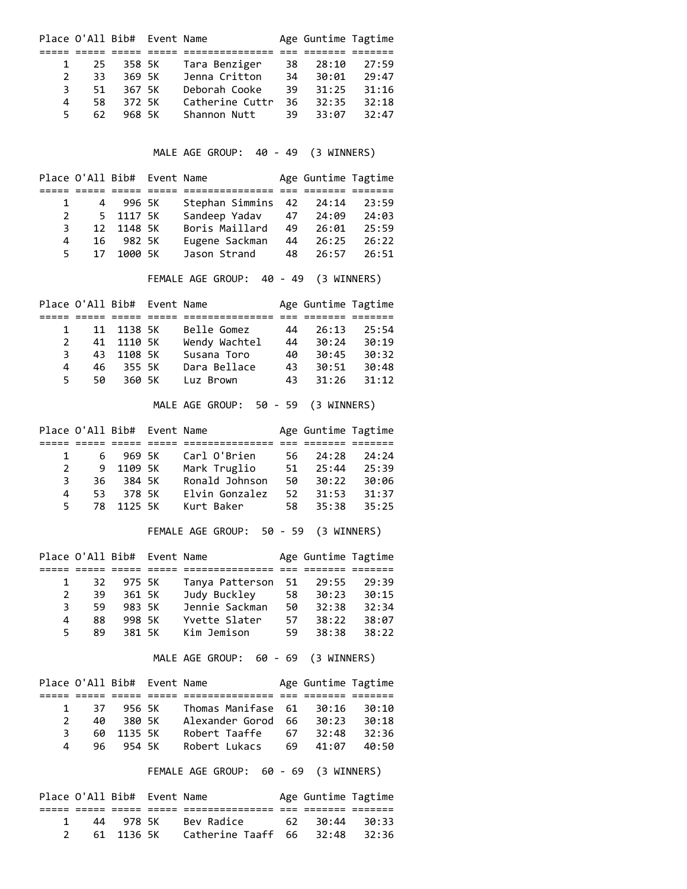| Place | O'All | Bib# | Event | Name | Age | Guntime | Tagtime |
|---|---|---|---|---|---|---|---|
| 1 | 25 | 358 | 5K | Tara Benziger | 38 | 28:10 | 27:59 |
| 2 | 33 | 369 | 5K | Jenna Critton | 34 | 30:01 | 29:47 |
| 3 | 51 | 367 | 5K | Deborah Cooke | 39 | 31:25 | 31:16 |
| 4 | 58 | 372 | 5K | Catherine Cuttr | 36 | 32:35 | 32:18 |
| 5 | 62 | 968 | 5K | Shannon Nutt | 39 | 33:07 | 32:47 |

## MALE AGE GROUP: 40 - 49 (3 WINNERS)

| Place | O'All | Bib# | Event | Name | Age | Guntime | Tagtime |
|---|---|---|---|---|---|---|---|
| 1 | 4 | 996 | 5K | Stephan Simmins | 42 | 24:14 | 23:59 |
| 2 | 5 | 1117 | 5K | Sandeep Yadav | 47 | 24:09 | 24:03 |
| 3 | 12 | 1148 | 5K | Boris Maillard | 49 | 26:01 | 25:59 |
| 4 | 16 | 982 | 5K | Eugene Sackman | 44 | 26:25 | 26:22 |
| 5 | 17 | 1000 | 5K | Jason Strand | 48 | 26:57 | 26:51 |

## FEMALE AGE GROUP: 40 - 49 (3 WINNERS)

| Place | O'All | Bib# | Event | Name | Age | Guntime | Tagtime |
|---|---|---|---|---|---|---|---|
| 1 | 11 | 1138 | 5K | Belle Gomez | 44 | 26:13 | 25:54 |
| 2 | 41 | 1110 | 5K | Wendy Wachtel | 44 | 30:24 | 30:19 |
| 3 | 43 | 1108 | 5K | Susana Toro | 40 | 30:45 | 30:32 |
| 4 | 46 | 355 | 5K | Dara Bellace | 43 | 30:51 | 30:48 |
| 5 | 50 | 360 | 5K | Luz Brown | 43 | 31:26 | 31:12 |

## MALE AGE GROUP: 50 - 59 (3 WINNERS)

| Place | O'All | Bib# | Event | Name | Age | Guntime | Tagtime |
|---|---|---|---|---|---|---|---|
| 1 | 6 | 969 | 5K | Carl O'Brien | 56 | 24:28 | 24:24 |
| 2 | 9 | 1109 | 5K | Mark Truglio | 51 | 25:44 | 25:39 |
| 3 | 36 | 384 | 5K | Ronald Johnson | 50 | 30:22 | 30:06 |
| 4 | 53 | 378 | 5K | Elvin Gonzalez | 52 | 31:53 | 31:37 |
| 5 | 78 | 1125 | 5K | Kurt Baker | 58 | 35:38 | 35:25 |

## FEMALE AGE GROUP: 50 - 59 (3 WINNERS)

| Place | O'All | Bib# | Event | Name | Age | Guntime | Tagtime |
|---|---|---|---|---|---|---|---|
| 1 | 32 | 975 | 5K | Tanya Patterson | 51 | 29:55 | 29:39 |
| 2 | 39 | 361 | 5K | Judy Buckley | 58 | 30:23 | 30:15 |
| 3 | 59 | 983 | 5K | Jennie Sackman | 50 | 32:38 | 32:34 |
| 4 | 88 | 998 | 5K | Yvette Slater | 57 | 38:22 | 38:07 |
| 5 | 89 | 381 | 5K | Kim Jemison | 59 | 38:38 | 38:22 |

## MALE AGE GROUP: 60 - 69 (3 WINNERS)

| Place | O'All | Bib# | Event | Name | Age | Guntime | Tagtime |
|---|---|---|---|---|---|---|---|
| 1 | 37 | 956 | 5K | Thomas Manifase | 61 | 30:16 | 30:10 |
| 2 | 40 | 380 | 5K | Alexander Gorod | 66 | 30:23 | 30:18 |
| 3 | 60 | 1135 | 5K | Robert Taaffe | 67 | 32:48 | 32:36 |
| 4 | 96 | 954 | 5K | Robert Lukacs | 69 | 41:07 | 40:50 |

## FEMALE AGE GROUP: 60 - 69 (3 WINNERS)

| Place | O'All | Bib# | Event | Name | Age | Guntime | Tagtime |
|---|---|---|---|---|---|---|---|
| 1 | 44 | 978 | 5K | Bev Radice | 62 | 30:44 | 30:33 |
| 2 | 61 | 1136 | 5K | Catherine Taaff | 66 | 32:48 | 32:36 |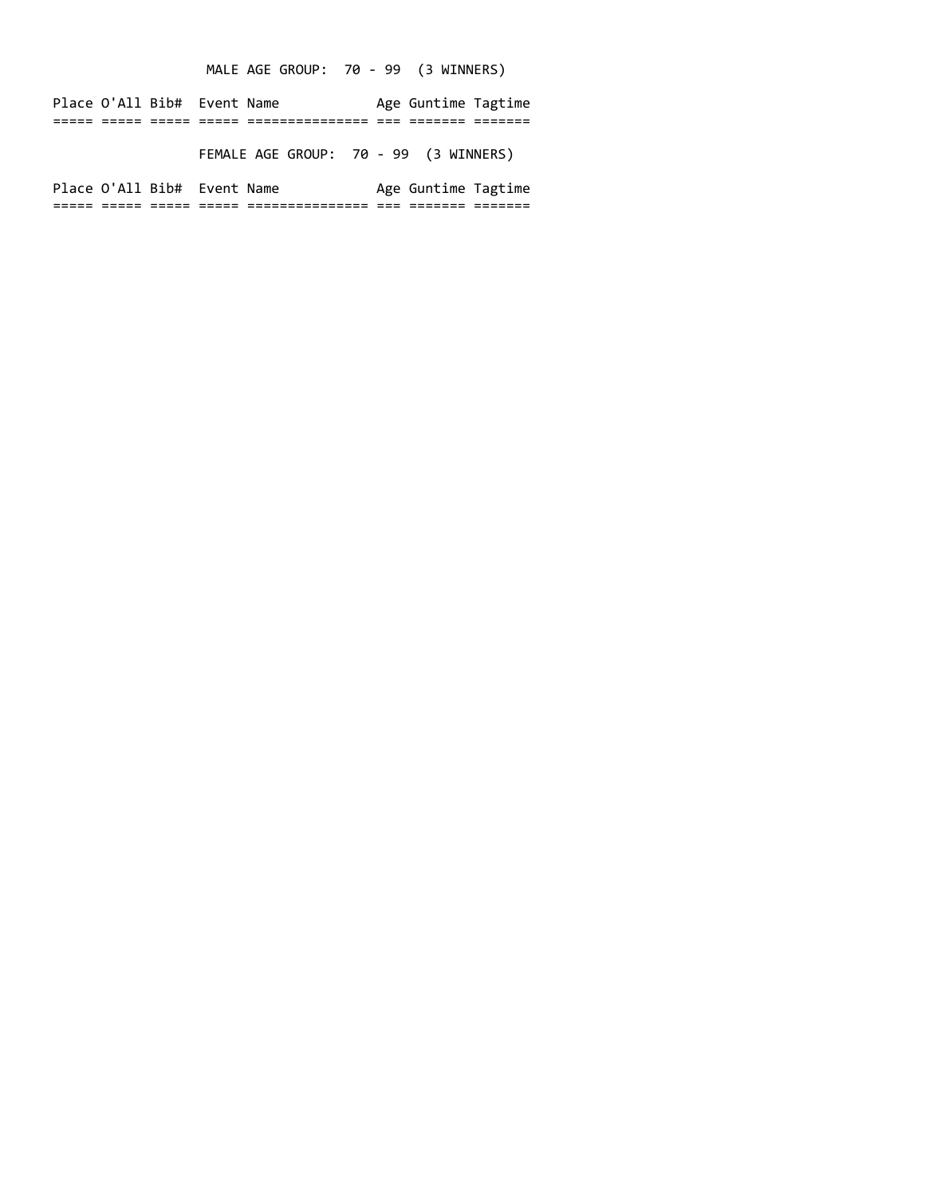MALE AGE GROUP: 70 - 99 (3 WINNERS)

| Place | O'All | Bib# | Event | Name | Age | Guntime | Tagtime |
|---|---|---|---|---|---|---|---|

FEMALE AGE GROUP: 70 - 99 (3 WINNERS)

| Place | O'All | Bib# | Event | Name | Age | Guntime | Tagtime |
|---|---|---|---|---|---|---|---|